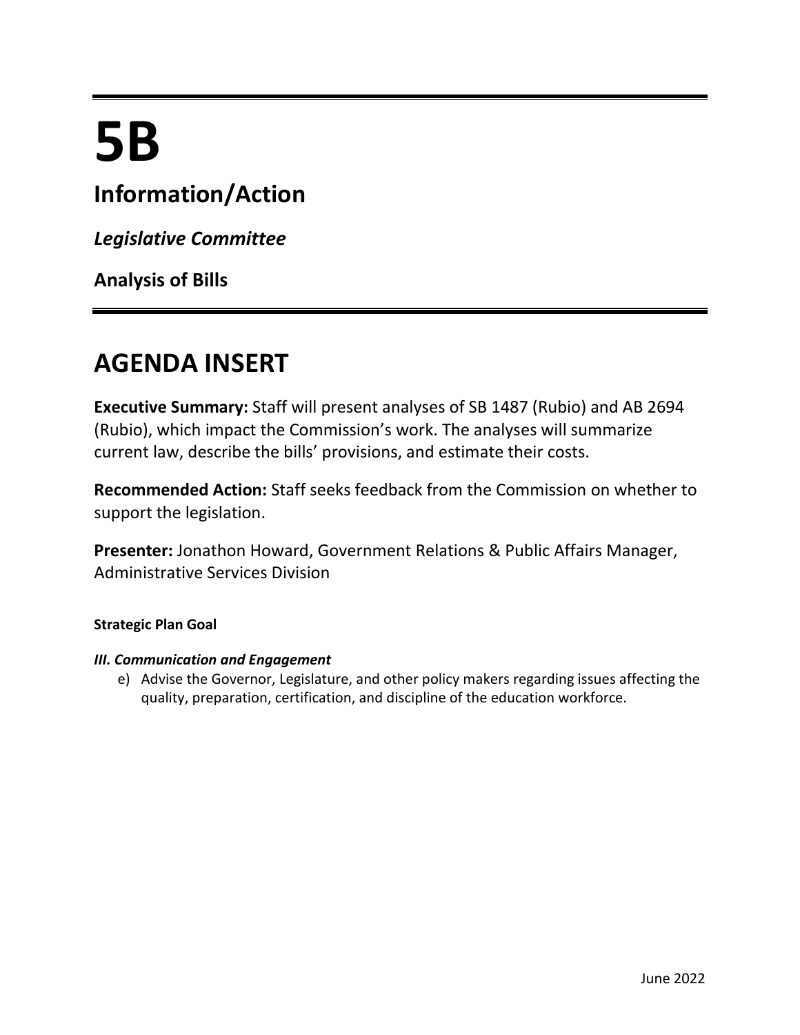# 5B

## Information/Action

***Legislative Committee***

**Analysis of Bills**

# AGENDA INSERT

**Executive Summary:** Staff will present analyses of SB 1487 (Rubio) and AB 2694 (Rubio), which impact the Commission's work. The analyses will summarize current law, describe the bills' provisions, and estimate their costs.

**Recommended Action:** Staff seeks feedback from the Commission on whether to support the legislation.

**Presenter:** Jonathon Howard, Government Relations & Public Affairs Manager, Administrative Services Division

**Strategic Plan Goal**

***III. Communication and Engagement***

e) Advise the Governor, Legislature, and other policy makers regarding issues affecting the quality, preparation, certification, and discipline of the education workforce.

June 2022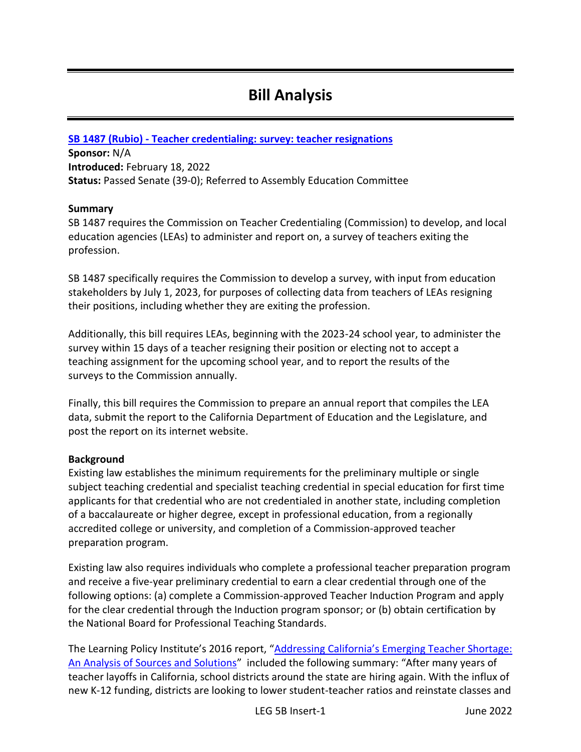# Bill Analysis

**[SB 1487 (Rubio) - Teacher credentialing: survey: teacher resignations](#)**
**Sponsor:** N/A
**Introduced:** February 18, 2022
**Status:** Passed Senate (39-0); Referred to Assembly Education Committee

**Summary**
SB 1487 requires the Commission on Teacher Credentialing (Commission) to develop, and local education agencies (LEAs) to administer and report on, a survey of teachers exiting the profession.

SB 1487 specifically requires the Commission to develop a survey, with input from education stakeholders by July 1, 2023, for purposes of collecting data from teachers of LEAs resigning their positions, including whether they are exiting the profession.

Additionally, this bill requires LEAs, beginning with the 2023-24 school year, to administer the survey within 15 days of a teacher resigning their position or electing not to accept a teaching assignment for the upcoming school year, and to report the results of the surveys to the Commission annually.

Finally, this bill requires the Commission to prepare an annual report that compiles the LEA data, submit the report to the California Department of Education and the Legislature, and post the report on its internet website.

**Background**
Existing law establishes the minimum requirements for the preliminary multiple or single subject teaching credential and specialist teaching credential in special education for first time applicants for that credential who are not credentialed in another state, including completion of a baccalaureate or higher degree, except in professional education, from a regionally accredited college or university, and completion of a Commission-approved teacher preparation program.

Existing law also requires individuals who complete a professional teacher preparation program and receive a five-year preliminary credential to earn a clear credential through one of the following options: (a) complete a Commission-approved Teacher Induction Program and apply for the clear credential through the Induction program sponsor; or (b) obtain certification by the National Board for Professional Teaching Standards.

The Learning Policy Institute's 2016 report, "[Addressing California's Emerging Teacher Shortage: An Analysis of Sources and Solutions](#)" included the following summary: "After many years of teacher layoffs in California, school districts around the state are hiring again. With the influx of new K-12 funding, districts are looking to lower student-teacher ratios and reinstate classes and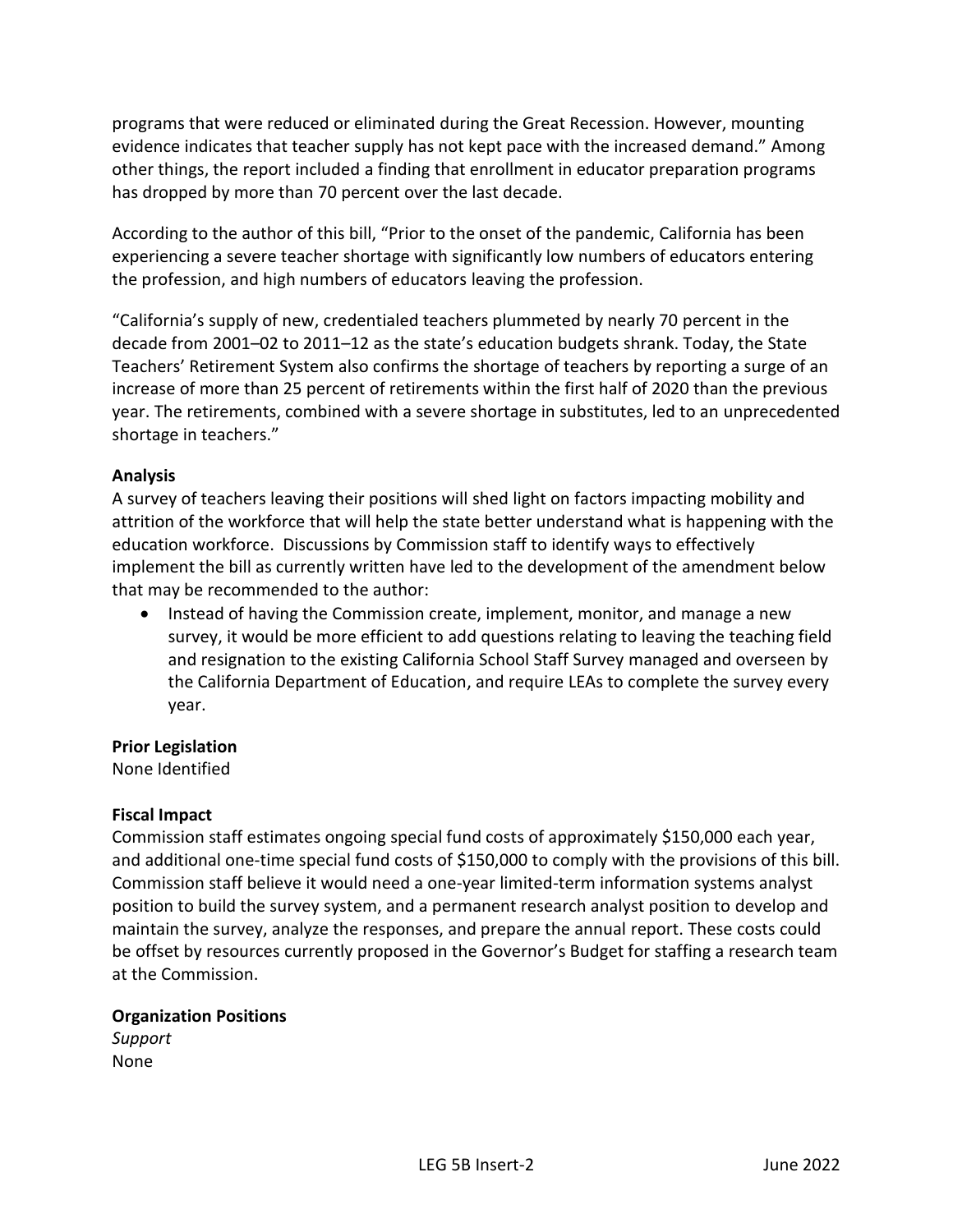programs that were reduced or eliminated during the Great Recession. However, mounting evidence indicates that teacher supply has not kept pace with the increased demand." Among other things, the report included a finding that enrollment in educator preparation programs has dropped by more than 70 percent over the last decade.

According to the author of this bill, "Prior to the onset of the pandemic, California has been experiencing a severe teacher shortage with significantly low numbers of educators entering the profession, and high numbers of educators leaving the profession.

"California's supply of new, credentialed teachers plummeted by nearly 70 percent in the decade from 2001–02 to 2011–12 as the state's education budgets shrank. Today, the State Teachers' Retirement System also confirms the shortage of teachers by reporting a surge of an increase of more than 25 percent of retirements within the first half of 2020 than the previous year. The retirements, combined with a severe shortage in substitutes, led to an unprecedented shortage in teachers."

**Analysis**

A survey of teachers leaving their positions will shed light on factors impacting mobility and attrition of the workforce that will help the state better understand what is happening with the education workforce. Discussions by Commission staff to identify ways to effectively implement the bill as currently written have led to the development of the amendment below that may be recommended to the author:

- Instead of having the Commission create, implement, monitor, and manage a new survey, it would be more efficient to add questions relating to leaving the teaching field and resignation to the existing California School Staff Survey managed and overseen by the California Department of Education, and require LEAs to complete the survey every year.

**Prior Legislation**

None Identified

**Fiscal Impact**

Commission staff estimates ongoing special fund costs of approximately $150,000 each year, and additional one-time special fund costs of $150,000 to comply with the provisions of this bill. Commission staff believe it would need a one-year limited-term information systems analyst position to build the survey system, and a permanent research analyst position to develop and maintain the survey, analyze the responses, and prepare the annual report. These costs could be offset by resources currently proposed in the Governor's Budget for staffing a research team at the Commission.

**Organization Positions**

*Support*

None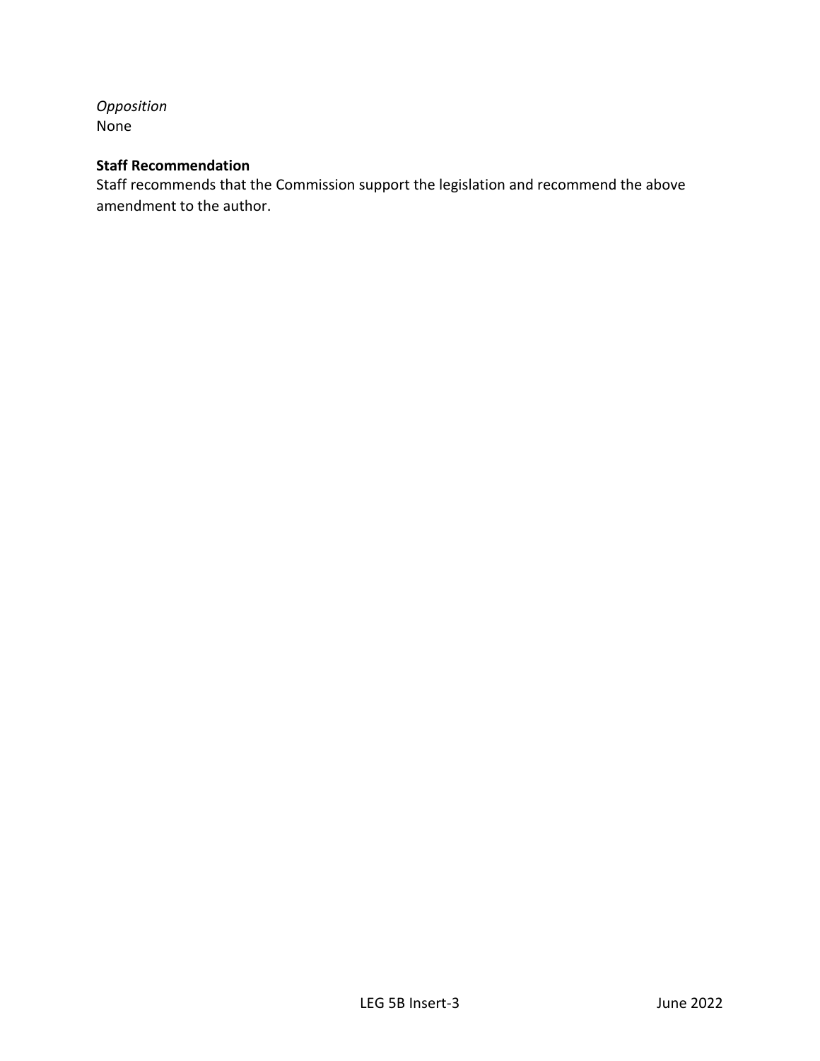*Opposition*
None

**Staff Recommendation**
Staff recommends that the Commission support the legislation and recommend the above amendment to the author.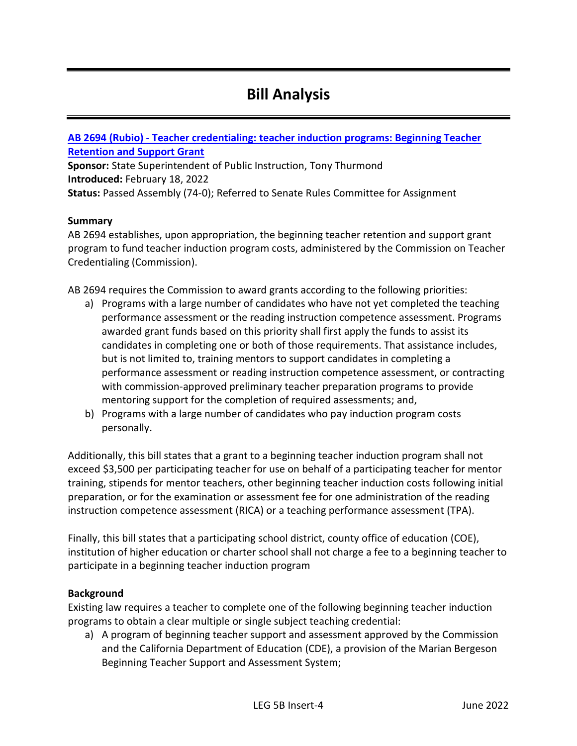# Bill Analysis

**[AB 2694 (Rubio) - Teacher credentialing: teacher induction programs: Beginning Teacher Retention and Support Grant]()**

**Sponsor:** State Superintendent of Public Instruction, Tony Thurmond
**Introduced:** February 18, 2022
**Status:** Passed Assembly (74-0); Referred to Senate Rules Committee for Assignment

### Summary

AB 2694 establishes, upon appropriation, the beginning teacher retention and support grant program to fund teacher induction program costs, administered by the Commission on Teacher Credentialing (Commission).

AB 2694 requires the Commission to award grants according to the following priorities:

a) Programs with a large number of candidates who have not yet completed the teaching performance assessment or the reading instruction competence assessment. Programs awarded grant funds based on this priority shall first apply the funds to assist its candidates in completing one or both of those requirements. That assistance includes, but is not limited to, training mentors to support candidates in completing a performance assessment or reading instruction competence assessment, or contracting with commission-approved preliminary teacher preparation programs to provide mentoring support for the completion of required assessments; and,
b) Programs with a large number of candidates who pay induction program costs personally.

Additionally, this bill states that a grant to a beginning teacher induction program shall not exceed $3,500 per participating teacher for use on behalf of a participating teacher for mentor training, stipends for mentor teachers, other beginning teacher induction costs following initial preparation, or for the examination or assessment fee for one administration of the reading instruction competence assessment (RICA) or a teaching performance assessment (TPA).

Finally, this bill states that a participating school district, county office of education (COE), institution of higher education or charter school shall not charge a fee to a beginning teacher to participate in a beginning teacher induction program

### Background

Existing law requires a teacher to complete one of the following beginning teacher induction programs to obtain a clear multiple or single subject teaching credential:

a) A program of beginning teacher support and assessment approved by the Commission and the California Department of Education (CDE), a provision of the Marian Bergeson Beginning Teacher Support and Assessment System;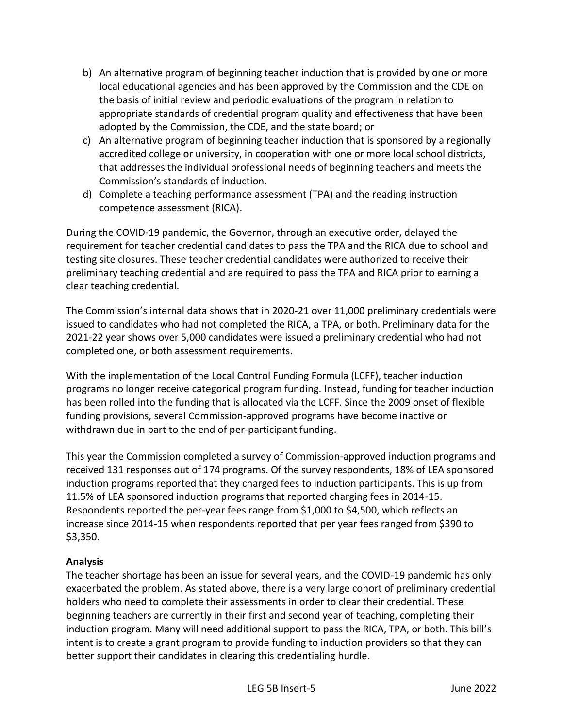b) An alternative program of beginning teacher induction that is provided by one or more local educational agencies and has been approved by the Commission and the CDE on the basis of initial review and periodic evaluations of the program in relation to appropriate standards of credential program quality and effectiveness that have been adopted by the Commission, the CDE, and the state board; or
c) An alternative program of beginning teacher induction that is sponsored by a regionally accredited college or university, in cooperation with one or more local school districts, that addresses the individual professional needs of beginning teachers and meets the Commission's standards of induction.
d) Complete a teaching performance assessment (TPA) and the reading instruction competence assessment (RICA).

During the COVID-19 pandemic, the Governor, through an executive order, delayed the requirement for teacher credential candidates to pass the TPA and the RICA due to school and testing site closures. These teacher credential candidates were authorized to receive their preliminary teaching credential and are required to pass the TPA and RICA prior to earning a clear teaching credential.

The Commission's internal data shows that in 2020-21 over 11,000 preliminary credentials were issued to candidates who had not completed the RICA, a TPA, or both. Preliminary data for the 2021-22 year shows over 5,000 candidates were issued a preliminary credential who had not completed one, or both assessment requirements.

With the implementation of the Local Control Funding Formula (LCFF), teacher induction programs no longer receive categorical program funding. Instead, funding for teacher induction has been rolled into the funding that is allocated via the LCFF. Since the 2009 onset of flexible funding provisions, several Commission-approved programs have become inactive or withdrawn due in part to the end of per-participant funding.

This year the Commission completed a survey of Commission-approved induction programs and received 131 responses out of 174 programs. Of the survey respondents, 18% of LEA sponsored induction programs reported that they charged fees to induction participants. This is up from 11.5% of LEA sponsored induction programs that reported charging fees in 2014-15. Respondents reported the per-year fees range from $1,000 to $4,500, which reflects an increase since 2014-15 when respondents reported that per year fees ranged from $390 to $3,350.

**Analysis**

The teacher shortage has been an issue for several years, and the COVID-19 pandemic has only exacerbated the problem. As stated above, there is a very large cohort of preliminary credential holders who need to complete their assessments in order to clear their credential. These beginning teachers are currently in their first and second year of teaching, completing their induction program. Many will need additional support to pass the RICA, TPA, or both. This bill's intent is to create a grant program to provide funding to induction providers so that they can better support their candidates in clearing this credentialing hurdle.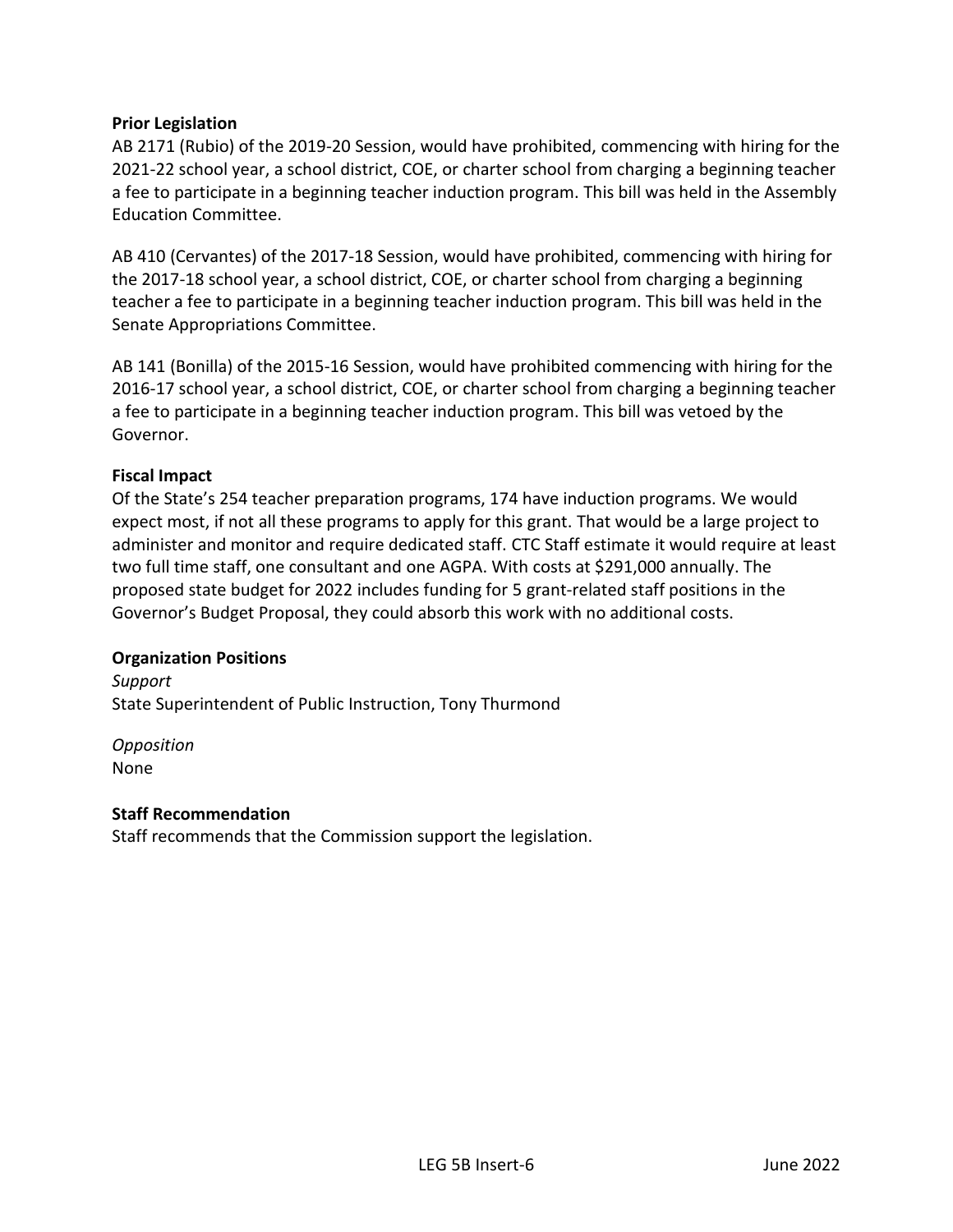**Prior Legislation**

AB 2171 (Rubio) of the 2019-20 Session, would have prohibited, commencing with hiring for the 2021-22 school year, a school district, COE, or charter school from charging a beginning teacher a fee to participate in a beginning teacher induction program. This bill was held in the Assembly Education Committee.

AB 410 (Cervantes) of the 2017-18 Session, would have prohibited, commencing with hiring for the 2017-18 school year, a school district, COE, or charter school from charging a beginning teacher a fee to participate in a beginning teacher induction program. This bill was held in the Senate Appropriations Committee.

AB 141 (Bonilla) of the 2015-16 Session, would have prohibited commencing with hiring for the 2016-17 school year, a school district, COE, or charter school from charging a beginning teacher a fee to participate in a beginning teacher induction program. This bill was vetoed by the Governor.

**Fiscal Impact**

Of the State's 254 teacher preparation programs, 174 have induction programs. We would expect most, if not all these programs to apply for this grant. That would be a large project to administer and monitor and require dedicated staff. CTC Staff estimate it would require at least two full time staff, one consultant and one AGPA. With costs at $291,000 annually. The proposed state budget for 2022 includes funding for 5 grant-related staff positions in the Governor's Budget Proposal, they could absorb this work with no additional costs.

**Organization Positions**

*Support*

State Superintendent of Public Instruction, Tony Thurmond

*Opposition*

None

**Staff Recommendation**

Staff recommends that the Commission support the legislation.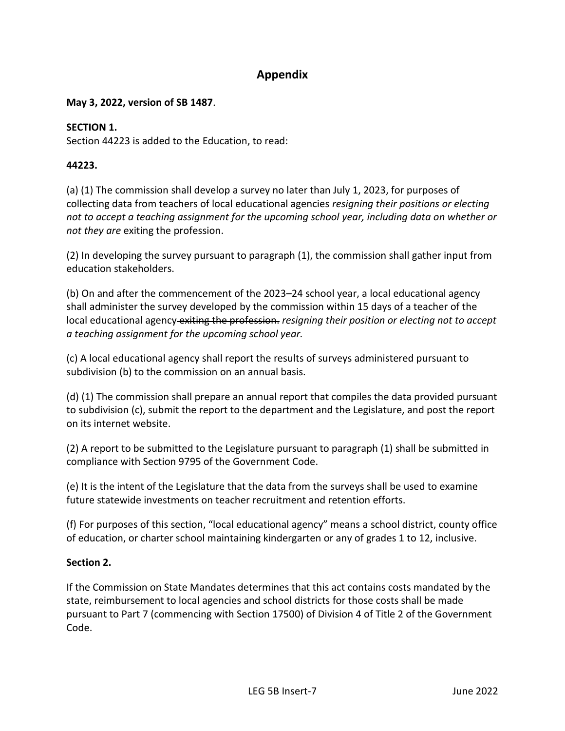## Appendix

**May 3, 2022, version of SB 1487**.

**SECTION 1.**
Section 44223 is added to the Education, to read:

**44223.**

(a) (1) The commission shall develop a survey no later than July 1, 2023, for purposes of collecting data from teachers of local educational agencies *resigning their positions or electing not to accept a teaching assignment for the upcoming school year, including data on whether or not they are* exiting the profession.

(2) In developing the survey pursuant to paragraph (1), the commission shall gather input from education stakeholders.

(b) On and after the commencement of the 2023–24 school year, a local educational agency shall administer the survey developed by the commission within 15 days of a teacher of the local educational agency ~~exiting the profession.~~ *resigning their position or electing not to accept a teaching assignment for the upcoming school year.*

(c) A local educational agency shall report the results of surveys administered pursuant to subdivision (b) to the commission on an annual basis.

(d) (1) The commission shall prepare an annual report that compiles the data provided pursuant to subdivision (c), submit the report to the department and the Legislature, and post the report on its internet website.

(2) A report to be submitted to the Legislature pursuant to paragraph (1) shall be submitted in compliance with Section 9795 of the Government Code.

(e) It is the intent of the Legislature that the data from the surveys shall be used to examine future statewide investments on teacher recruitment and retention efforts.

(f) For purposes of this section, "local educational agency" means a school district, county office of education, or charter school maintaining kindergarten or any of grades 1 to 12, inclusive.

**Section 2.**

If the Commission on State Mandates determines that this act contains costs mandated by the state, reimbursement to local agencies and school districts for those costs shall be made pursuant to Part 7 (commencing with Section 17500) of Division 4 of Title 2 of the Government Code.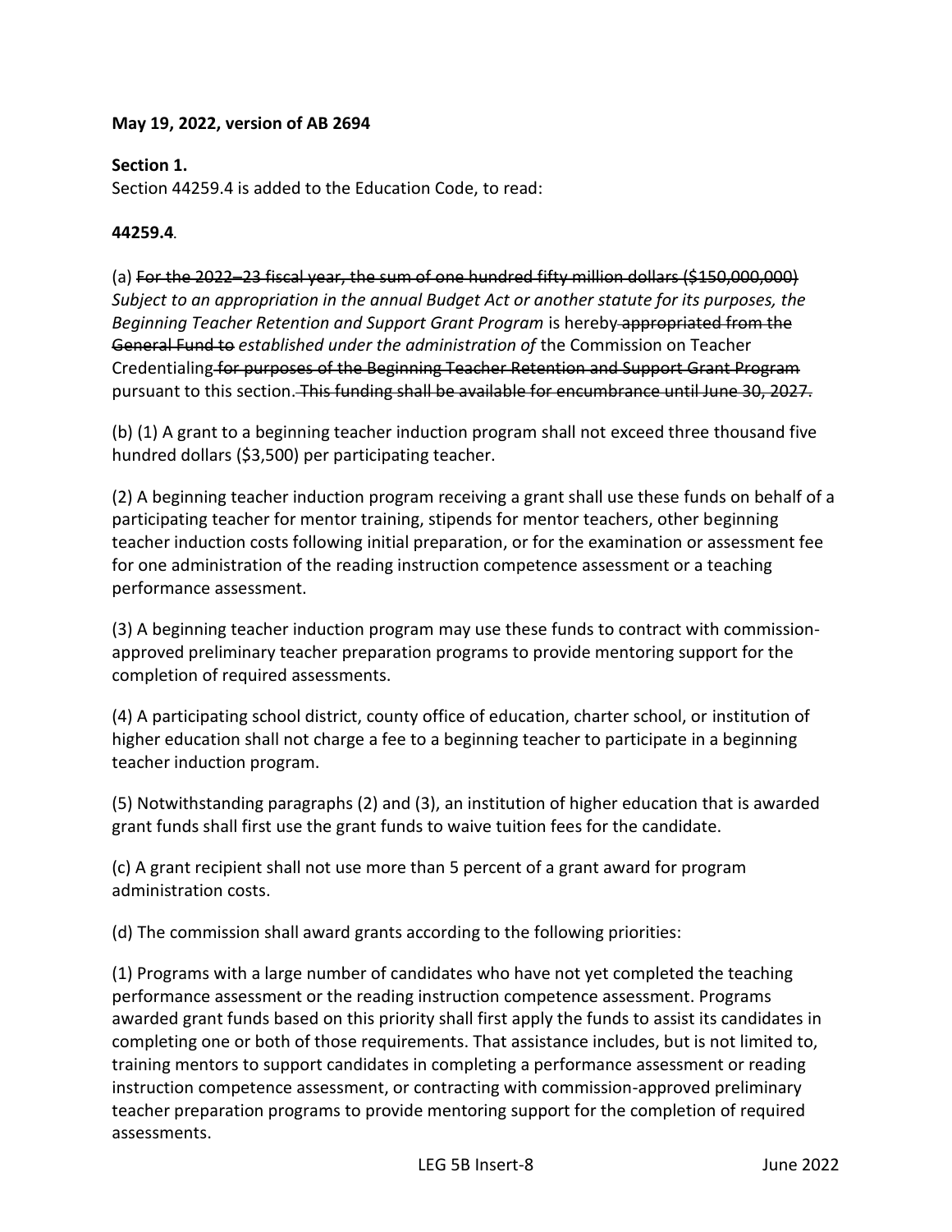**May 19, 2022, version of AB 2694**

**Section 1.**
Section 44259.4 is added to the Education Code, to read:

**44259.4**.

(a) ~~For the 2022–23 fiscal year, the sum of one hundred fifty million dollars ($150,000,000)~~ *Subject to an appropriation in the annual Budget Act or another statute for its purposes, the Beginning Teacher Retention and Support Grant Program* is hereby ~~appropriated from the General Fund to~~ *established under the administration of* the Commission on Teacher Credentialing ~~for purposes of the Beginning Teacher Retention and Support Grant Program~~ pursuant to this section. ~~This funding shall be available for encumbrance until June 30, 2027.~~

(b) (1) A grant to a beginning teacher induction program shall not exceed three thousand five hundred dollars ($3,500) per participating teacher.

(2) A beginning teacher induction program receiving a grant shall use these funds on behalf of a participating teacher for mentor training, stipends for mentor teachers, other beginning teacher induction costs following initial preparation, or for the examination or assessment fee for one administration of the reading instruction competence assessment or a teaching performance assessment.

(3) A beginning teacher induction program may use these funds to contract with commission-approved preliminary teacher preparation programs to provide mentoring support for the completion of required assessments.

(4) A participating school district, county office of education, charter school, or institution of higher education shall not charge a fee to a beginning teacher to participate in a beginning teacher induction program.

(5) Notwithstanding paragraphs (2) and (3), an institution of higher education that is awarded grant funds shall first use the grant funds to waive tuition fees for the candidate.

(c) A grant recipient shall not use more than 5 percent of a grant award for program administration costs.

(d) The commission shall award grants according to the following priorities:

(1) Programs with a large number of candidates who have not yet completed the teaching performance assessment or the reading instruction competence assessment. Programs awarded grant funds based on this priority shall first apply the funds to assist its candidates in completing one or both of those requirements. That assistance includes, but is not limited to, training mentors to support candidates in completing a performance assessment or reading instruction competence assessment, or contracting with commission-approved preliminary teacher preparation programs to provide mentoring support for the completion of required assessments.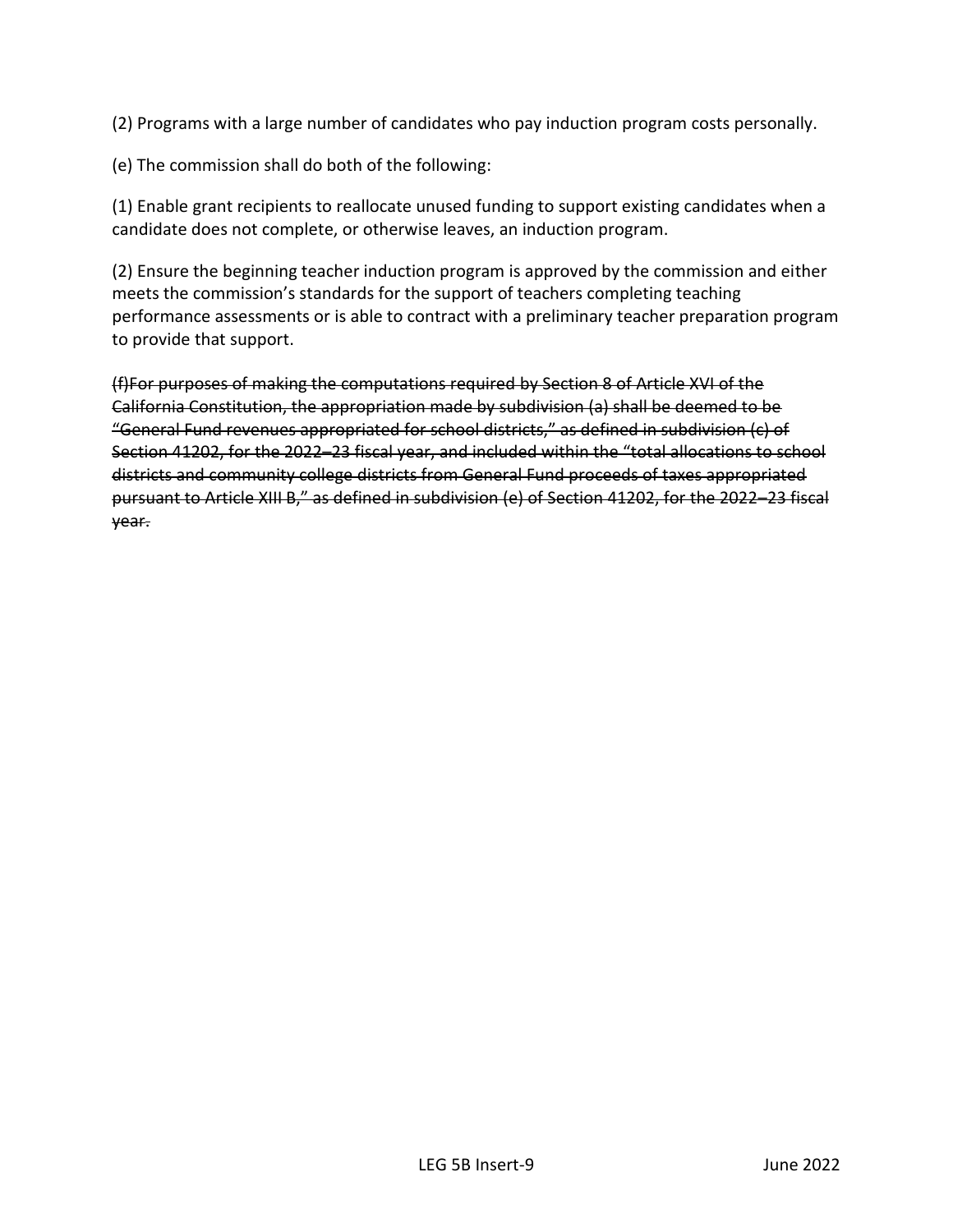(2) Programs with a large number of candidates who pay induction program costs personally.

(e) The commission shall do both of the following:

(1) Enable grant recipients to reallocate unused funding to support existing candidates when a candidate does not complete, or otherwise leaves, an induction program.

(2) Ensure the beginning teacher induction program is approved by the commission and either meets the commission's standards for the support of teachers completing teaching performance assessments or is able to contract with a preliminary teacher preparation program to provide that support.

~~(f)For purposes of making the computations required by Section 8 of Article XVI of the California Constitution, the appropriation made by subdivision (a) shall be deemed to be "General Fund revenues appropriated for school districts," as defined in subdivision (c) of Section 41202, for the 2022–23 fiscal year, and included within the "total allocations to school districts and community college districts from General Fund proceeds of taxes appropriated pursuant to Article XIII B," as defined in subdivision (e) of Section 41202, for the 2022–23 fiscal year.~~